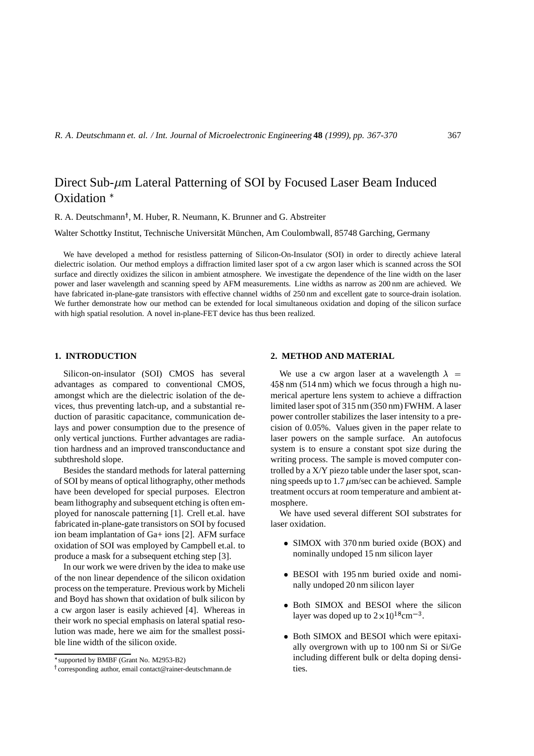# Direct Sub-$\mu$m Lateral Patterning of SOI by Focused Laser Beam Induced Oxidation *

R. A. Deutschmann†, M. Huber, R. Neumann, K. Brunner and G. Abstreiter

Walter Schottky Institut, Technische Universität München, Am Coulombwall, 85748 Garching, Germany

We have developed a method for resistless patterning of Silicon-On-Insulator (SOI) in order to directly achieve lateral dielectric isolation. Our method employs a diffraction limited laser spot of a cw argon laser which is scanned across the SOI surface and directly oxidizes the silicon in ambient atmosphere. We investigate the dependence of the line width on the laser power and laser wavelength and scanning speed by AFM measurements. Line widths as narrow as 200 nm are achieved. We have fabricated in-plane-gate transistors with effective channel widths of 250 nm and excellent gate to source-drain isolation. We further demonstrate how our method can be extended for local simultaneous oxidation and doping of the silicon surface with high spatial resolution. A novel in-plane-FET device has thus been realized.

## 1. INTRODUCTION

Silicon-on-insulator (SOI) CMOS has several advantages as compared to conventional CMOS, amongst which are the dielectric isolation of the devices, thus preventing latch-up, and a substantial reduction of parasitic capacitance, communication delays and power consumption due to the presence of only vertical junctions. Further advantages are radiation hardness and an improved transconductance and subthreshold slope.

Besides the standard methods for lateral patterning of SOI by means of optical lithography, other methods have been developed for special purposes. Electron beam lithography and subsequent etching is often employed for nanoscale patterning [1]. Crell et.al. have fabricated in-plane-gate transistors on SOI by focused ion beam implantation of Ga+ ions [2]. AFM surface oxidation of SOI was employed by Campbell et.al. to produce a mask for a subsequent etching step [3].

In our work we were driven by the idea to make use of the non linear dependence of the silicon oxidation process on the temperature. Previous work by Micheli and Boyd has shown that oxidation of bulk silicon by a cw argon laser is easily achieved [4]. Whereas in their work no special emphasis on lateral spatial resolution was made, here we aim for the smallest possible line width of the silicon oxide.

## 2. METHOD AND MATERIAL

We use a cw argon laser at a wavelength $\lambda = 458$ nm (514 nm) which we focus through a high numerical aperture lens system to achieve a diffraction limited laser spot of 315 nm (350 nm) FWHM. A laser power controller stabilizes the laser intensity to a precision of 0.05%. Values given in the paper relate to laser powers on the sample surface. An autofocus system is to ensure a constant spot size during the writing process. The sample is moved computer controlled by a X/Y piezo table under the laser spot, scanning speeds up to 1.7 $\mu$m/sec can be achieved. Sample treatment occurs at room temperature and ambient atmosphere.

We have used several different SOI substrates for laser oxidation.

- SIMOX with 370 nm buried oxide (BOX) and nominally undoped 15 nm silicon layer
- BESOI with 195 nm buried oxide and nominally undoped 20 nm silicon layer
- Both SIMOX and BESOI where the silicon layer was doped up to $2\times10^{18}\text{cm}^{-3}$.
- Both SIMOX and BESOI which were epitaxially overgrown with up to 100 nm Si or Si/Ge including different bulk or delta doping densities.

*supported by BMBF (Grant No. M2953-B2)

† corresponding author, email contact@rainer-deutschmann.de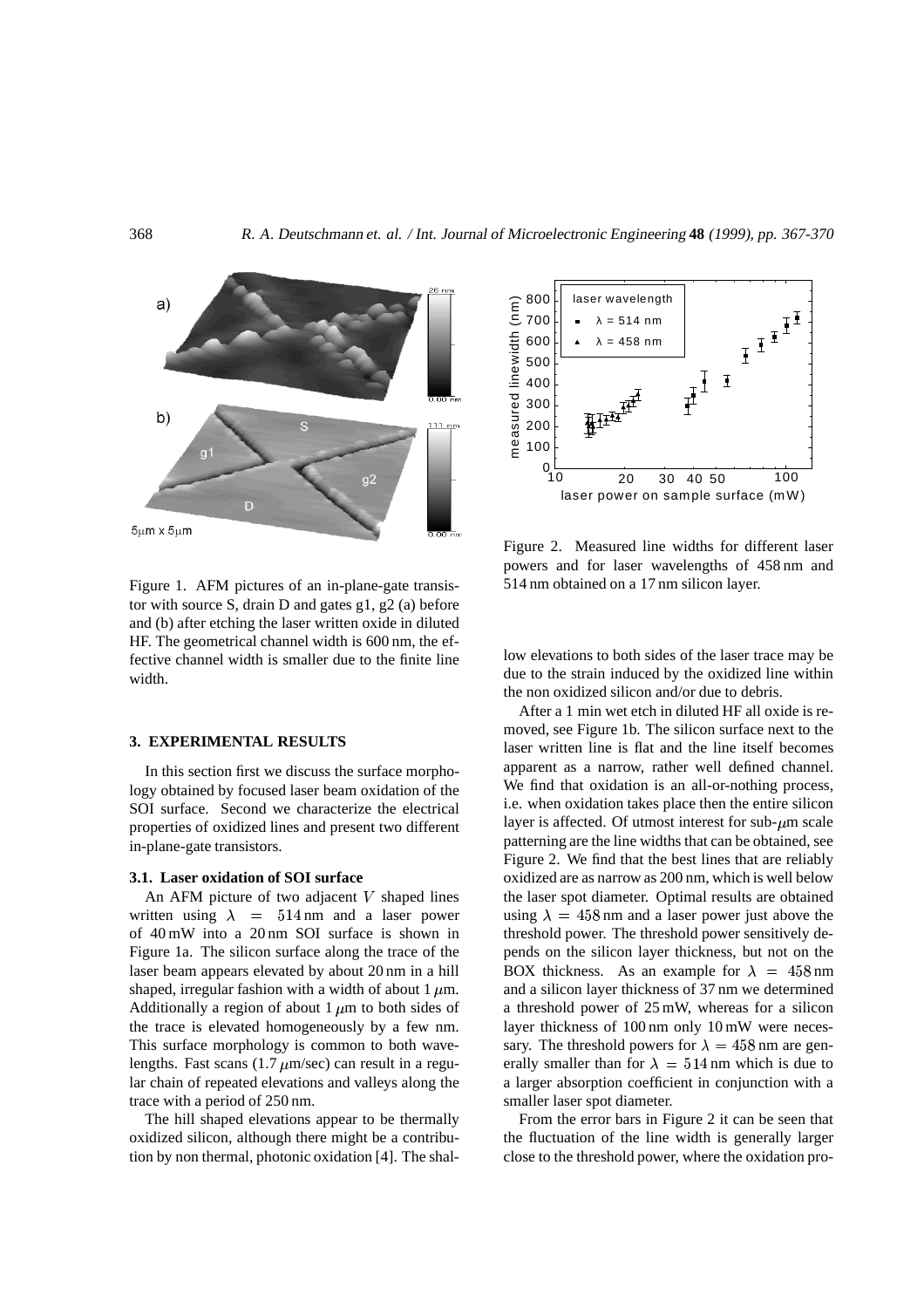Figure 1. AFM pictures of an in-plane-gate transistor with source S, drain D and gates g1, g2 (a) before and (b) after etching the laser written oxide in diluted HF. The geometrical channel width is 600 nm, the effective channel width is smaller due to the finite line width.

## 3. EXPERIMENTAL RESULTS

In this section first we discuss the surface morphology obtained by focused laser beam oxidation of the SOI surface. Second we characterize the electrical properties of oxidized lines and present two different in-plane-gate transistors.

### 3.1. Laser oxidation of SOI surface

An AFM picture of two adjacent $V$ shaped lines written using $\lambda = 514$ nm and a laser power of 40 mW into a 20 nm SOI surface is shown in Figure 1a. The silicon surface along the trace of the laser beam appears elevated by about 20 nm in a hill shaped, irregular fashion with a width of about 1 $\mu$m. Additionally a region of about 1 $\mu$m to both sides of the trace is elevated homogeneously by a few nm. This surface morphology is common to both wavelengths. Fast scans (1.7 $\mu$m/sec) can result in a regular chain of repeated elevations and valleys along the trace with a period of 250 nm.

The hill shaped elevations appear to be thermally oxidized silicon, although there might be a contribution by non thermal, photonic oxidation [4]. The shallow elevations to both sides of the laser trace may be due to the strain induced by the oxidized line within the non oxidized silicon and/or due to debris.

After a 1 min wet etch in diluted HF all oxide is removed, see Figure 1b. The silicon surface next to the laser written line is flat and the line itself becomes apparent as a narrow, rather well defined channel. We find that oxidation is an all-or-nothing process, i.e. when oxidation takes place then the entire silicon layer is affected. Of utmost interest for sub-$\mu$m scale patterning are the line widths that can be obtained, see Figure 2. We find that the best lines that are reliably oxidized are as narrow as 200 nm, which is well below the laser spot diameter. Optimal results are obtained using $\lambda = 458$ nm and a laser power just above the threshold power. The threshold power sensitively depends on the silicon layer thickness, but not on the BOX thickness. As an example for $\lambda = 458$ nm and a silicon layer thickness of 37 nm we determined a threshold power of 25 mW, whereas for a silicon layer thickness of 100 nm only 10 mW were necessary. The threshold powers for $\lambda = 458$ nm are generally smaller than for $\lambda = 514$ nm which is due to a larger absorption coefficient in conjunction with a smaller laser spot diameter.

Figure 2. Measured line widths for different laser powers and for laser wavelengths of 458 nm and 514 nm obtained on a 17 nm silicon layer.

From the error bars in Figure 2 it can be seen that the fluctuation of the line width is generally larger close to the threshold power, where the oxidation pro-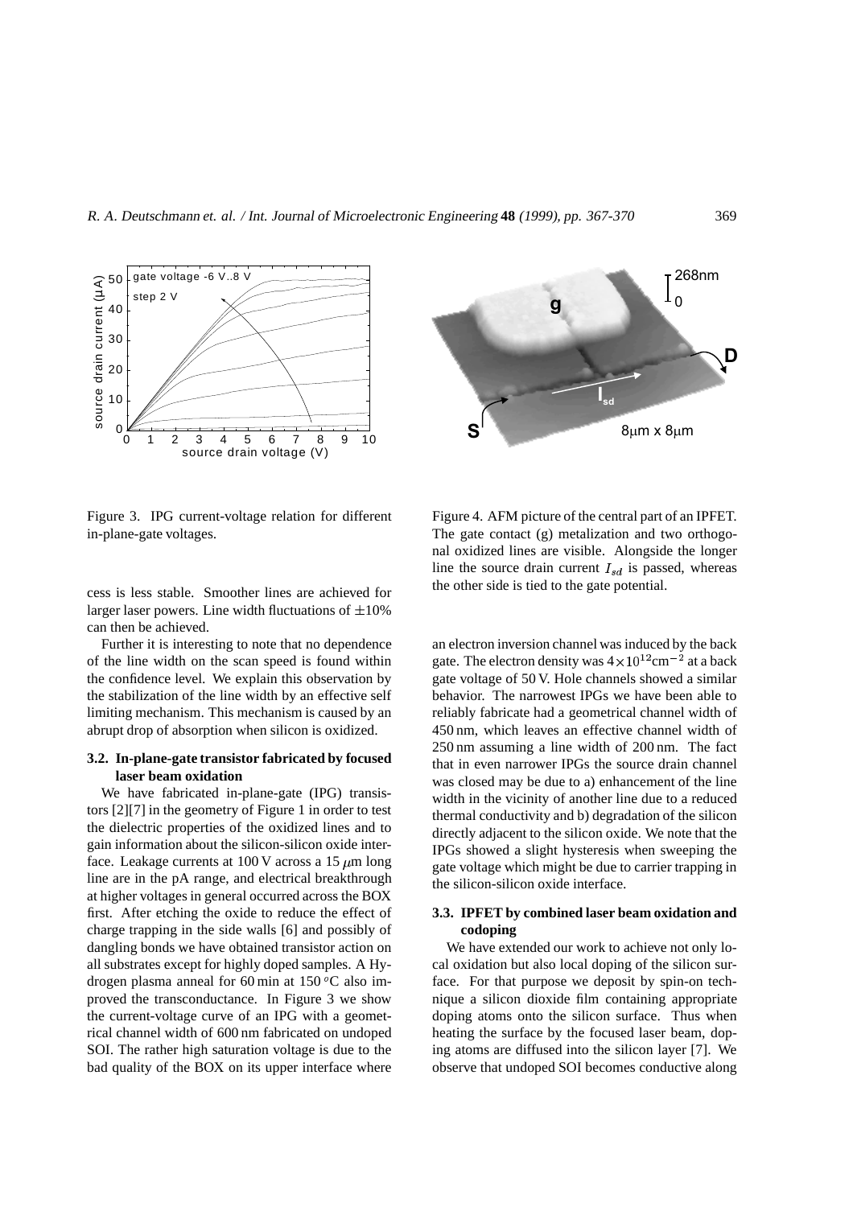Figure 3. IPG current-voltage relation for different in-plane-gate voltages.

Figure 4. AFM picture of the central part of an IPFET. The gate contact (g) metalization and two orthogonal oxidized lines are visible. Alongside the longer line the source drain current $I_{sd}$ is passed, whereas the other side is tied to the gate potential.

cess is less stable. Smoother lines are achieved for larger laser powers. Line width fluctuations of $\pm 10\%$ can then be achieved.

Further it is interesting to note that no dependence of the line width on the scan speed is found within the confidence level. We explain this observation by the stabilization of the line width by an effective self limiting mechanism. This mechanism is caused by an abrupt drop of absorption when silicon is oxidized.

### 3.2. In-plane-gate transistor fabricated by focused laser beam oxidation

We have fabricated in-plane-gate (IPG) transistors [2][7] in the geometry of Figure 1 in order to test the dielectric properties of the oxidized lines and to gain information about the silicon-silicon oxide interface. Leakage currents at 100 V across a 15 $\mu$m long line are in the pA range, and electrical breakthrough at higher voltages in general occurred across the BOX first. After etching the oxide to reduce the effect of charge trapping in the side walls [6] and possibly of dangling bonds we have obtained transistor action on all substrates except for highly doped samples. A Hydrogen plasma anneal for 60 min at 150 $^{o}$C also improved the transconductance. In Figure 3 we show the current-voltage curve of an IPG with a geometrical channel width of 600 nm fabricated on undoped SOI. The rather high saturation voltage is due to the bad quality of the BOX on its upper interface where an electron inversion channel was induced by the back gate. The electron density was $4\times10^{12}\text{cm}^{-2}$ at a back gate voltage of 50 V. Hole channels showed a similar behavior. The narrowest IPGs we have been able to reliably fabricate had a geometrical channel width of 450 nm, which leaves an effective channel width of 250 nm assuming a line width of 200 nm. The fact that in even narrower IPGs the source drain channel was closed may be due to a) enhancement of the line width in the vicinity of another line due to a reduced thermal conductivity and b) degradation of the silicon directly adjacent to the silicon oxide. We note that the IPGs showed a slight hysteresis when sweeping the gate voltage which might be due to carrier trapping in the silicon-silicon oxide interface.

### 3.3. IPFET by combined laser beam oxidation and codoping

We have extended our work to achieve not only local oxidation but also local doping of the silicon surface. For that purpose we deposit by spin-on technique a silicon dioxide film containing appropriate doping atoms onto the silicon surface. Thus when heating the surface by the focused laser beam, doping atoms are diffused into the silicon layer [7]. We observe that undoped SOI becomes conductive along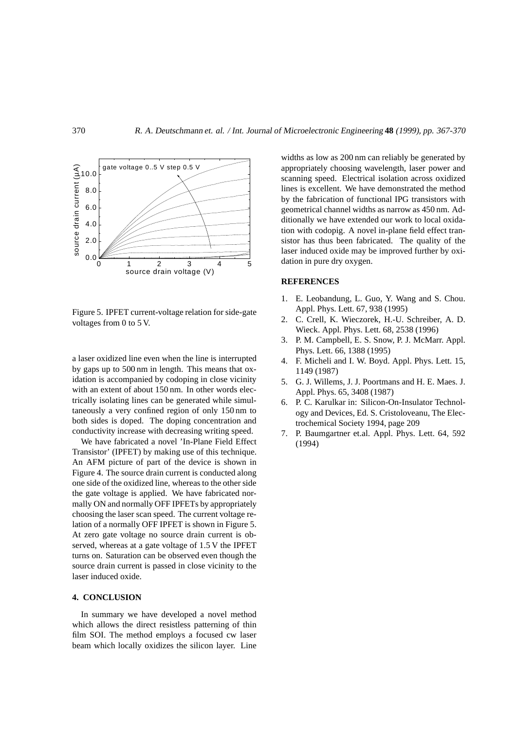gate voltage 0..5 V step 0.5 V

source drain current (μA)

10.0
8.0
6.0
4.0
2.0
0.0

0 1 2 3 4 5

source drain voltage (V)

Figure 5. IPFET current-voltage relation for side-gate voltages from 0 to 5 V.

a laser oxidized line even when the line is interrupted by gaps up to 500 nm in length. This means that oxidation is accompanied by codoping in close vicinity with an extent of about 150 nm. In other words electrically isolating lines can be generated while simultaneously a very confined region of only 150 nm to both sides is doped. The doping concentration and conductivity increase with decreasing writing speed.

We have fabricated a novel 'In-Plane Field Effect Transistor' (IPFET) by making use of this technique. An AFM picture of part of the device is shown in Figure 4. The source drain current is conducted along one side of the oxidized line, whereas to the other side the gate voltage is applied. We have fabricated normally ON and normally OFF IPFETs by appropriately choosing the laser scan speed. The current voltage relation of a normally OFF IPFET is shown in Figure 5. At zero gate voltage no source drain current is observed, whereas at a gate voltage of 1.5 V the IPFET turns on. Saturation can be observed even though the source drain current is passed in close vicinity to the laser induced oxide.

## 4. CONCLUSION

In summary we have developed a novel method which allows the direct resistless patterning of thin film SOI. The method employs a focused cw laser beam which locally oxidizes the silicon layer. Line widths as low as 200 nm can reliably be generated by appropriately choosing wavelength, laser power and scanning speed. Electrical isolation across oxidized lines is excellent. We have demonstrated the method by the fabrication of functional IPG transistors with geometrical channel widths as narrow as 450 nm. Additionally we have extended our work to local oxidation with codopig. A novel in-plane field effect transistor has thus been fabricated. The quality of the laser induced oxide may be improved further by oxidation in pure dry oxygen.

## REFERENCES

1. E. Leobandung, L. Guo, Y. Wang and S. Chou. Appl. Phys. Lett. 67, 938 (1995)
2. C. Crell, K. Wieczorek, H.-U. Schreiber, A. D. Wieck. Appl. Phys. Lett. 68, 2538 (1996)
3. P. M. Campbell, E. S. Snow, P. J. McMarr. Appl. Phys. Lett. 66, 1388 (1995)
4. F. Micheli and I. W. Boyd. Appl. Phys. Lett. 15, 1149 (1987)
5. G. J. Willems, J. J. Poortmans and H. E. Maes. J. Appl. Phys. 65, 3408 (1987)
6. P. C. Karulkar in: Silicon-On-Insulator Technology and Devices, Ed. S. Cristoloveanu, The Electrochemical Society 1994, page 209
7. P. Baumgartner et.al. Appl. Phys. Lett. 64, 592 (1994)